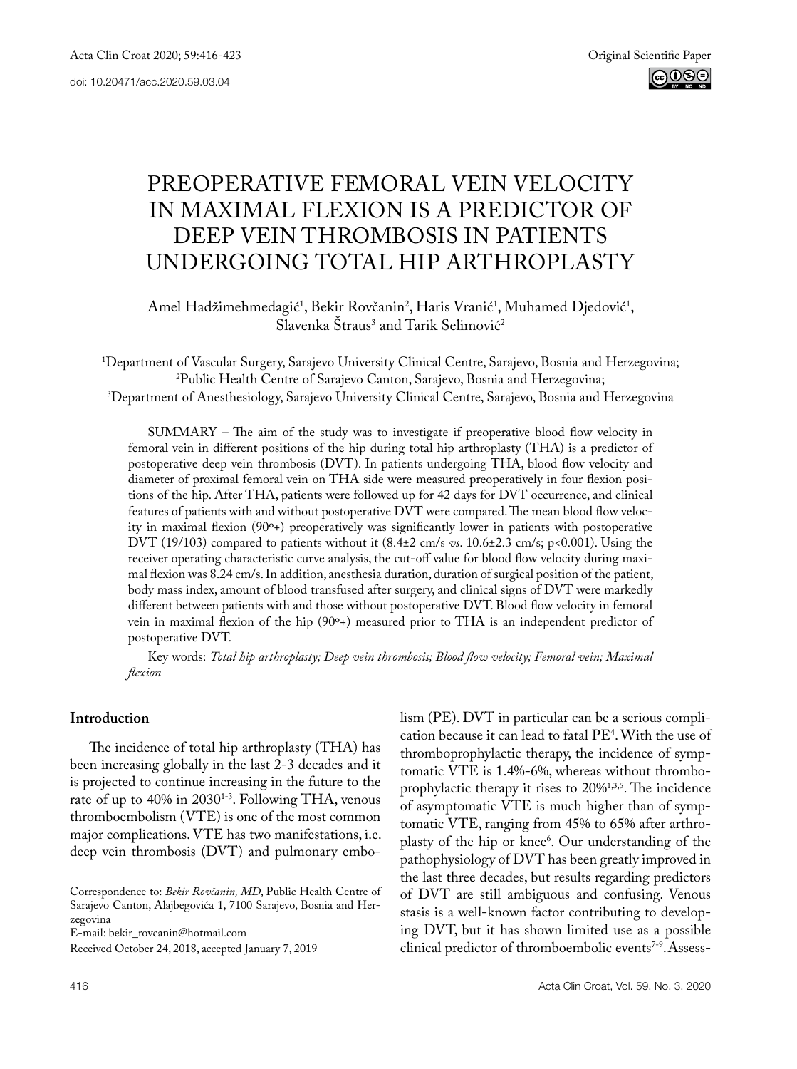Original Scientific Paper

doi: 10.20471/acc.2020.59.03.04

# PREOPERATIVE FEMORAL VEIN VELOCITY IN MAXIMAL FLEXION IS A PREDICTOR OF DEEP VEIN THROMBOSIS IN PATIENTS UNDERGOING TOTAL HIP ARTHROPLASTY

Amel Hadžimehmedagić[1], Bekir Rovčanin[2], Haris Vranić[1], Muhamed Djedović[1], Slavenka Štraus[3] and Tarik Selimović[2]

[1]Department of Vascular Surgery, Sarajevo University Clinical Centre, Sarajevo, Bosnia and Herzegovina;
[2]Public Health Centre of Sarajevo Canton, Sarajevo, Bosnia and Herzegovina;
[3]Department of Anesthesiology, Sarajevo University Clinical Centre, Sarajevo, Bosnia and Herzegovina

SUMMARY – The aim of the study was to investigate if preoperative blood flow velocity in femoral vein in different positions of the hip during total hip arthroplasty (THA) is a predictor of postoperative deep vein thrombosis (DVT). In patients undergoing THA, blood flow velocity and diameter of proximal femoral vein on THA side were measured preoperatively in four flexion positions of the hip. After THA, patients were followed up for 42 days for DVT occurrence, and clinical features of patients with and without postoperative DVT were compared. The mean blood flow velocity in maximal flexion (90°+) preoperatively was significantly lower in patients with postoperative DVT (19/103) compared to patients without it (8.4±2 cm/s *vs.* 10.6±2.3 cm/s; $p<0.001$). Using the receiver operating characteristic curve analysis, the cut-off value for blood flow velocity during maximal flexion was 8.24 cm/s. In addition, anesthesia duration, duration of surgical position of the patient, body mass index, amount of blood transfused after surgery, and clinical signs of DVT were markedly different between patients with and those without postoperative DVT. Blood flow velocity in femoral vein in maximal flexion of the hip (90°+) measured prior to THA is an independent predictor of postoperative DVT.

Key words: *Total hip arthroplasty; Deep vein thrombosis; Blood flow velocity; Femoral vein; Maximal flexion*

## Introduction

The incidence of total hip arthroplasty (THA) has been increasing globally in the last 2-3 decades and it is projected to continue increasing in the future to the rate of up to 40% in 2030[1-3]. Following THA, venous thromboembolism (VTE) is one of the most common major complications. VTE has two manifestations, i.e. deep vein thrombosis (DVT) and pulmonary embolism (PE). DVT in particular can be a serious complication because it can lead to fatal PE[4]. With the use of thromboprophylactic therapy, the incidence of symptomatic VTE is 1.4%-6%, whereas without thromboprophylactic therapy it rises to 20%[1,3,5]. The incidence of asymptomatic VTE is much higher than of symptomatic VTE, ranging from 45% to 65% after arthroplasty of the hip or knee[6]. Our understanding of the pathophysiology of DVT has been greatly improved in the last three decades, but results regarding predictors of DVT are still ambiguous and confusing. Venous stasis is a well-known factor contributing to developing DVT, but it has shown limited use as a possible clinical predictor of thromboembolic events[7-9]. Assess-

Correspondence to: *Bekir Rovčanin, MD*, Public Health Centre of Sarajevo Canton, Alajbegovića 1, 7100 Sarajevo, Bosnia and Herzegovina
E-mail: bekir_rovcanin@hotmail.com

Received October 24, 2018, accepted January 7, 2019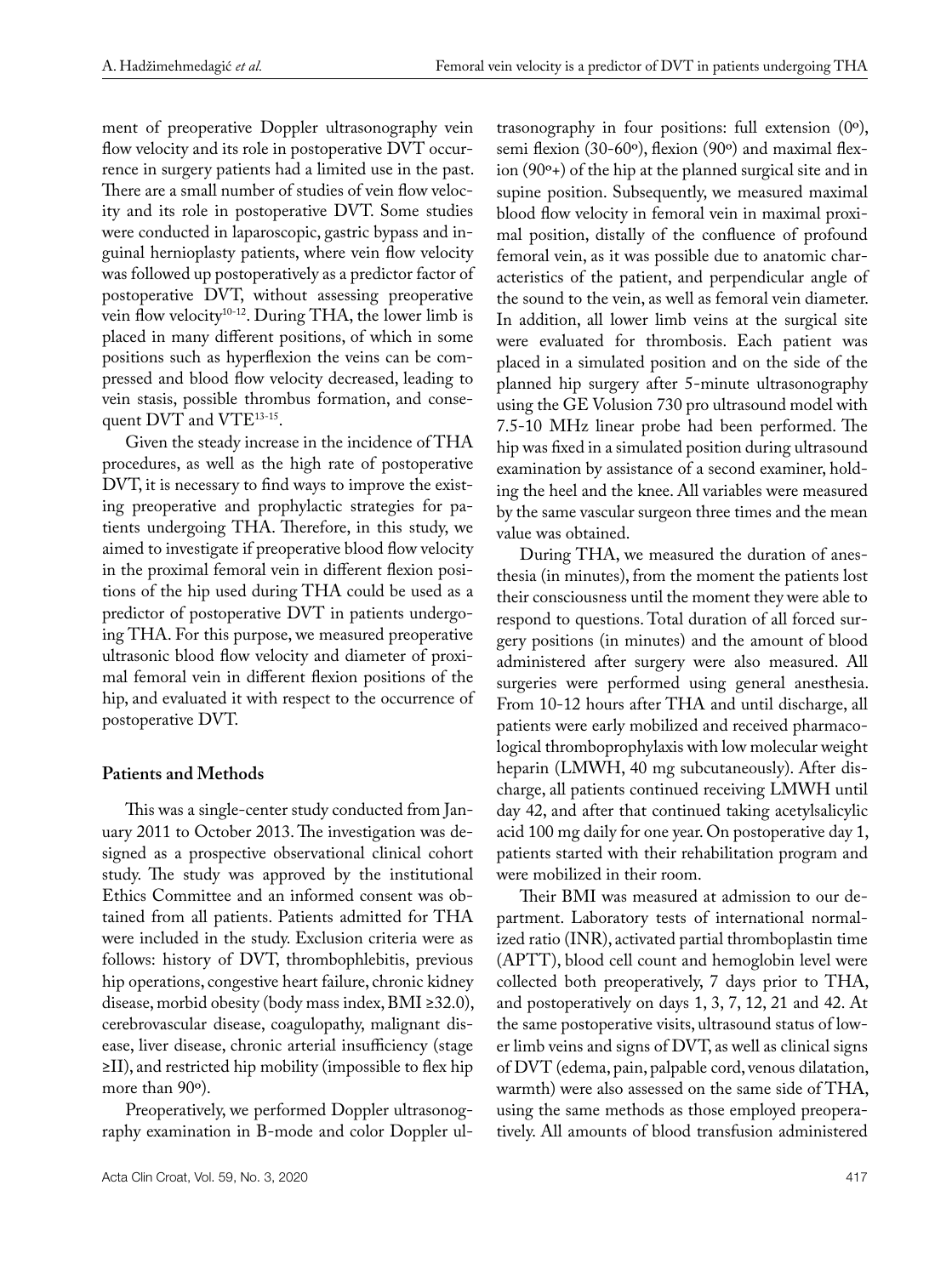ment of preoperative Doppler ultrasonography vein flow velocity and its role in postoperative DVT occurrence in surgery patients had a limited use in the past. There are a small number of studies of vein flow velocity and its role in postoperative DVT. Some studies were conducted in laparoscopic, gastric bypass and inguinal hernioplasty patients, where vein flow velocity was followed up postoperatively as a predictor factor of postoperative DVT, without assessing preoperative vein flow velocity[10-12]. During THA, the lower limb is placed in many different positions, of which in some positions such as hyperflexion the veins can be compressed and blood flow velocity decreased, leading to vein stasis, possible thrombus formation, and consequent DVT and VTE[13-15].

Given the steady increase in the incidence of THA procedures, as well as the high rate of postoperative DVT, it is necessary to find ways to improve the existing preoperative and prophylactic strategies for patients undergoing THA. Therefore, in this study, we aimed to investigate if preoperative blood flow velocity in the proximal femoral vein in different flexion positions of the hip used during THA could be used as a predictor of postoperative DVT in patients undergoing THA. For this purpose, we measured preoperative ultrasonic blood flow velocity and diameter of proximal femoral vein in different flexion positions of the hip, and evaluated it with respect to the occurrence of postoperative DVT.

## Patients and Methods

This was a single-center study conducted from January 2011 to October 2013. The investigation was designed as a prospective observational clinical cohort study. The study was approved by the institutional Ethics Committee and an informed consent was obtained from all patients. Patients admitted for THA were included in the study. Exclusion criteria were as follows: history of DVT, thrombophlebitis, previous hip operations, congestive heart failure, chronic kidney disease, morbid obesity (body mass index, BMI ≥32.0), cerebrovascular disease, coagulopathy, malignant disease, liver disease, chronic arterial insufficiency (stage ≥II), and restricted hip mobility (impossible to flex hip more than 90º).

Preoperatively, we performed Doppler ultrasonography examination in B-mode and color Doppler ultrasonography in four positions: full extension (0º), semi flexion (30-60º), flexion (90º) and maximal flexion (90º+) of the hip at the planned surgical site and in supine position. Subsequently, we measured maximal blood flow velocity in femoral vein in maximal proximal position, distally of the confluence of profound femoral vein, as it was possible due to anatomic characteristics of the patient, and perpendicular angle of the sound to the vein, as well as femoral vein diameter. In addition, all lower limb veins at the surgical site were evaluated for thrombosis. Each patient was placed in a simulated position and on the side of the planned hip surgery after 5-minute ultrasonography using the GE Volusion 730 pro ultrasound model with 7.5-10 MHz linear probe had been performed. The hip was fixed in a simulated position during ultrasound examination by assistance of a second examiner, holding the heel and the knee. All variables were measured by the same vascular surgeon three times and the mean value was obtained.

During THA, we measured the duration of anesthesia (in minutes), from the moment the patients lost their consciousness until the moment they were able to respond to questions. Total duration of all forced surgery positions (in minutes) and the amount of blood administered after surgery were also measured. All surgeries were performed using general anesthesia. From 10-12 hours after THA and until discharge, all patients were early mobilized and received pharmacological thromboprophylaxis with low molecular weight heparin (LMWH, 40 mg subcutaneously). After discharge, all patients continued receiving LMWH until day 42, and after that continued taking acetylsalicylic acid 100 mg daily for one year. On postoperative day 1, patients started with their rehabilitation program and were mobilized in their room.

Their BMI was measured at admission to our department. Laboratory tests of international normalized ratio (INR), activated partial thromboplastin time (APTT), blood cell count and hemoglobin level were collected both preoperatively, 7 days prior to THA, and postoperatively on days 1, 3, 7, 12, 21 and 42. At the same postoperative visits, ultrasound status of lower limb veins and signs of DVT, as well as clinical signs of DVT (edema, pain, palpable cord, venous dilatation, warmth) were also assessed on the same side of THA, using the same methods as those employed preoperatively. All amounts of blood transfusion administered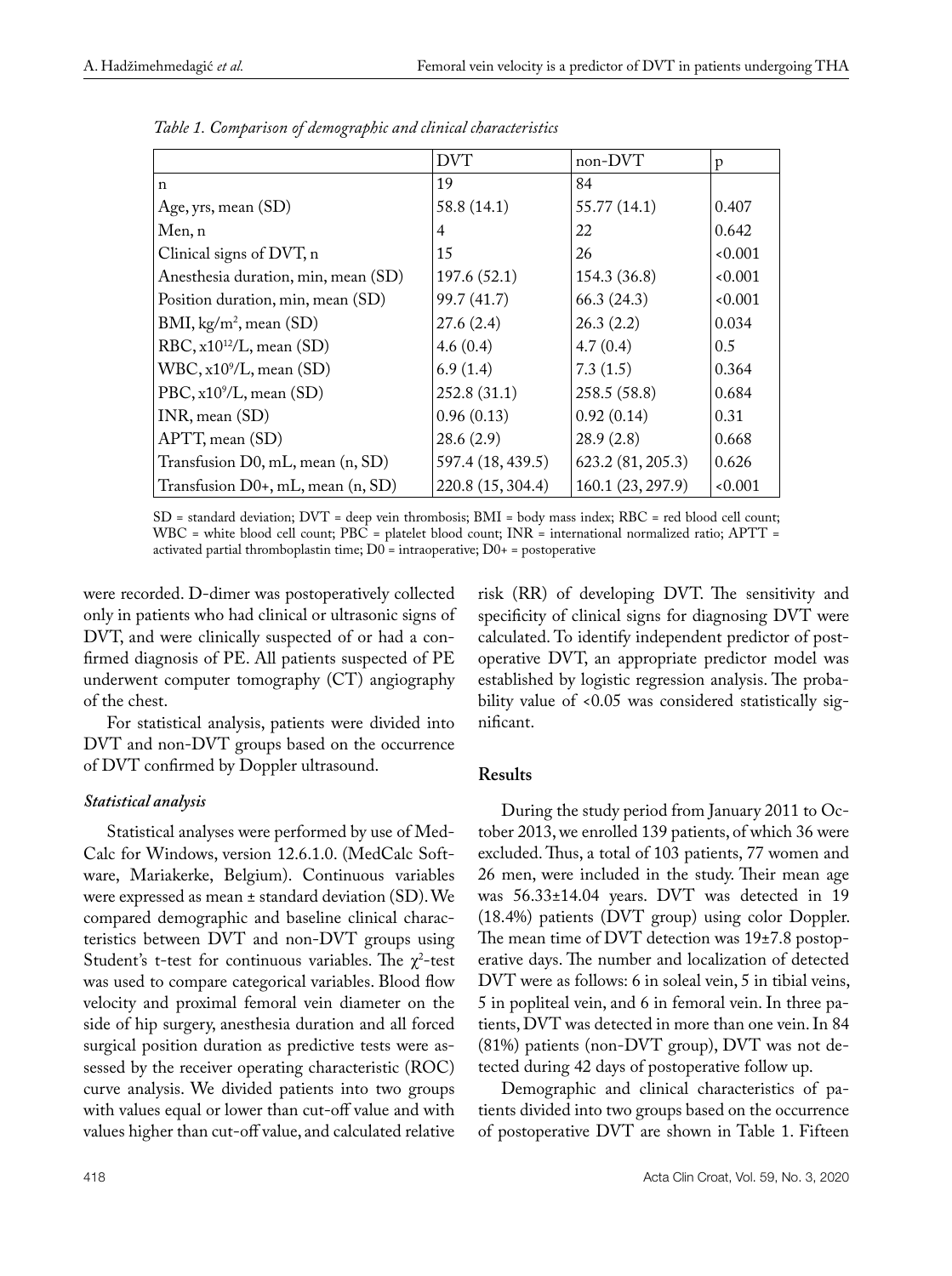*Table 1. Comparison of demographic and clinical characteristics*

| | DVT | non-DVT | p |
|---|---|---|---|
| n | 19 | 84 | |
| Age, yrs, mean (SD) | 58.8 (14.1) | 55.77 (14.1) | 0.407 |
| Men, n | 4 | 22 | 0.642 |
| Clinical signs of DVT, n | 15 | 26 | <0.001 |
| Anesthesia duration, min, mean (SD) | 197.6 (52.1) | 154.3 (36.8) | <0.001 |
| Position duration, min, mean (SD) | 99.7 (41.7) | 66.3 (24.3) | <0.001 |
| BMI, kg/m$^2$, mean (SD) | 27.6 (2.4) | 26.3 (2.2) | 0.034 |
| RBC, x10$^{12}$/L, mean (SD) | 4.6 (0.4) | 4.7 (0.4) | 0.5 |
| WBC, x10$^9$/L, mean (SD) | 6.9 (1.4) | 7.3 (1.5) | 0.364 |
| PBC, x10$^9$/L, mean (SD) | 252.8 (31.1) | 258.5 (58.8) | 0.684 |
| INR, mean (SD) | 0.96 (0.13) | 0.92 (0.14) | 0.31 |
| APTT, mean (SD) | 28.6 (2.9) | 28.9 (2.8) | 0.668 |
| Transfusion D0, mL, mean (n, SD) | 597.4 (18, 439.5) | 623.2 (81, 205.3) | 0.626 |
| Transfusion D0+, mL, mean (n, SD) | 220.8 (15, 304.4) | 160.1 (23, 297.9) | <0.001 |

SD = standard deviation; DVT = deep vein thrombosis; BMI = body mass index; RBC = red blood cell count; WBC = white blood cell count; PBC = platelet blood count; INR = international normalized ratio; APTT = activated partial thromboplastin time; D0 = intraoperative; D0+ = postoperative

were recorded. D-dimer was postoperatively collected only in patients who had clinical or ultrasonic signs of DVT, and were clinically suspected of or had a confirmed diagnosis of PE. All patients suspected of PE underwent computer tomography (CT) angiography of the chest.

For statistical analysis, patients were divided into DVT and non-DVT groups based on the occurrence of DVT confirmed by Doppler ultrasound.

### *Statistical analysis*

Statistical analyses were performed by use of MedCalc for Windows, version 12.6.1.0. (MedCalc Software, Mariakerke, Belgium). Continuous variables were expressed as mean ± standard deviation (SD). We compared demographic and baseline clinical characteristics between DVT and non-DVT groups using Student's t-test for continuous variables. The $\chi^2$-test was used to compare categorical variables. Blood flow velocity and proximal femoral vein diameter on the side of hip surgery, anesthesia duration and all forced surgical position duration as predictive tests were assessed by the receiver operating characteristic (ROC) curve analysis. We divided patients into two groups with values equal or lower than cut-off value and with values higher than cut-off value, and calculated relative risk (RR) of developing DVT. The sensitivity and specificity of clinical signs for diagnosing DVT were calculated. To identify independent predictor of postoperative DVT, an appropriate predictor model was established by logistic regression analysis. The probability value of <0.05 was considered statistically significant.

## Results

During the study period from January 2011 to October 2013, we enrolled 139 patients, of which 36 were excluded. Thus, a total of 103 patients, 77 women and 26 men, were included in the study. Their mean age was 56.33±14.04 years. DVT was detected in 19 (18.4%) patients (DVT group) using color Doppler. The mean time of DVT detection was 19±7.8 postoperative days. The number and localization of detected DVT were as follows: 6 in soleal vein, 5 in tibial veins, 5 in popliteal vein, and 6 in femoral vein. In three patients, DVT was detected in more than one vein. In 84 (81%) patients (non-DVT group), DVT was not detected during 42 days of postoperative follow up.

Demographic and clinical characteristics of patients divided into two groups based on the occurrence of postoperative DVT are shown in Table 1. Fifteen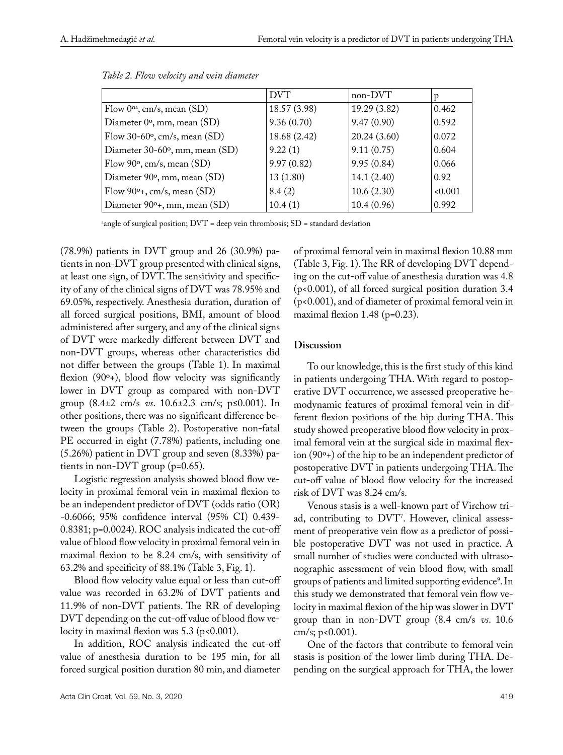*Table 2. Flow velocity and vein diameter*

| | DVT | non-DVT | p |
|---|---|---|---|
| Flow 0°[a], cm/s, mean (SD) | 18.57 (3.98) | 19.29 (3.82) | 0.462 |
| Diameter 0°, mm, mean (SD) | 9.36 (0.70) | 9.47 (0.90) | 0.592 |
| Flow 30-60°, cm/s, mean (SD) | 18.68 (2.42) | 20.24 (3.60) | 0.072 |
| Diameter 30-60°, mm, mean (SD) | 9.22 (1) | 9.11 (0.75) | 0.604 |
| Flow 90°, cm/s, mean (SD) | 9.97 (0.82) | 9.95 (0.84) | 0.066 |
| Diameter 90°, mm, mean (SD) | 13 (1.80) | 14.1 (2.40) | 0.92 |
| Flow 90°+, cm/s, mean (SD) | 8.4 (2) | 10.6 (2.30) | <0.001 |
| Diameter 90°+, mm, mean (SD) | 10.4 (1) | 10.4 (0.96) | 0.992 |

[a]angle of surgical position; DVT = deep vein thrombosis; SD = standard deviation

(78.9%) patients in DVT group and 26 (30.9%) patients in non-DVT group presented with clinical signs, at least one sign, of DVT. The sensitivity and specificity of any of the clinical signs of DVT was 78.95% and 69.05%, respectively. Anesthesia duration, duration of all forced surgical positions, BMI, amount of blood administered after surgery, and any of the clinical signs of DVT were markedly different between DVT and non-DVT groups, whereas other characteristics did not differ between the groups (Table 1). In maximal flexion (90°+), blood flow velocity was significantly lower in DVT group as compared with non-DVT group (8.4±2 cm/s *vs*. 10.6±2.3 cm/s; p≤0.001). In other positions, there was no significant difference between the groups (Table 2). Postoperative non-fatal PE occurred in eight (7.78%) patients, including one (5.26%) patient in DVT group and seven (8.33%) patients in non-DVT group (p=0.65).

Logistic regression analysis showed blood flow velocity in proximal femoral vein in maximal flexion to be an independent predictor of DVT (odds ratio (OR) -0.6066; 95% confidence interval (95% CI) 0.439-0.8381; p=0.0024). ROC analysis indicated the cut-off value of blood flow velocity in proximal femoral vein in maximal flexion to be 8.24 cm/s, with sensitivity of 63.2% and specificity of 88.1% (Table 3, Fig. 1).

Blood flow velocity value equal or less than cut-off value was recorded in 63.2% of DVT patients and 11.9% of non-DVT patients. The RR of developing DVT depending on the cut-off value of blood flow velocity in maximal flexion was 5.3 (p<0.001).

In addition, ROC analysis indicated the cut-off value of anesthesia duration to be 195 min, for all forced surgical position duration 80 min, and diameter of proximal femoral vein in maximal flexion 10.88 mm (Table 3, Fig. 1). The RR of developing DVT depending on the cut-off value of anesthesia duration was 4.8 (p<0.001), of all forced surgical position duration 3.4 (p<0.001), and of diameter of proximal femoral vein in maximal flexion 1.48 (p=0.23).

## Discussion

To our knowledge, this is the first study of this kind in patients undergoing THA. With regard to postoperative DVT occurrence, we assessed preoperative hemodynamic features of proximal femoral vein in different flexion positions of the hip during THA. This study showed preoperative blood flow velocity in proximal femoral vein at the surgical side in maximal flexion (90°+) of the hip to be an independent predictor of postoperative DVT in patients undergoing THA. The cut-off value of blood flow velocity for the increased risk of DVT was 8.24 cm/s.

Venous stasis is a well-known part of Virchow triad, contributing to DVT[7]. However, clinical assessment of preoperative vein flow as a predictor of possible postoperative DVT was not used in practice. A small number of studies were conducted with ultrasonographic assessment of vein blood flow, with small groups of patients and limited supporting evidence[9]. In this study we demonstrated that femoral vein flow velocity in maximal flexion of the hip was slower in DVT group than in non-DVT group (8.4 cm/s *vs*. 10.6 cm/s; p<0.001).

One of the factors that contribute to femoral vein stasis is position of the lower limb during THA. Depending on the surgical approach for THA, the lower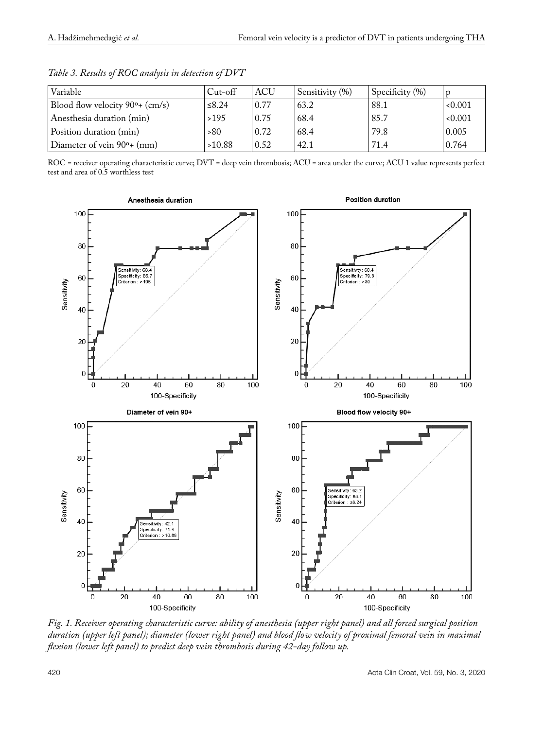*Table 3. Results of ROC analysis in detection of DVT*

| Variable | Cut-off | ACU | Sensitivity (%) | Specificity (%) | p |
|---|---|---|---|---|---|
| Blood flow velocity 90º+ (cm/s) | ≤8.24 | 0.77 | 63.2 | 88.1 | <0.001 |
| Anesthesia duration (min) | >195 | 0.75 | 68.4 | 85.7 | <0.001 |
| Position duration (min) | >80 | 0.72 | 68.4 | 79.8 | 0.005 |
| Diameter of vein 90º+ (mm) | >10.88 | 0.52 | 42.1 | 71.4 | 0.764 |

ROC = receiver operating characteristic curve; DVT = deep vein thrombosis; ACU = area under the curve; ACU 1 value represents perfect test and area of 0.5 worthless test

*Fig. 1. Receiver operating characteristic curve: ability of anesthesia (upper right panel) and all forced surgical position duration (upper left panel); diameter (lower right panel) and blood flow velocity of proximal femoral vein in maximal flexion (lower left panel) to predict deep vein thrombosis during 42-day follow up.*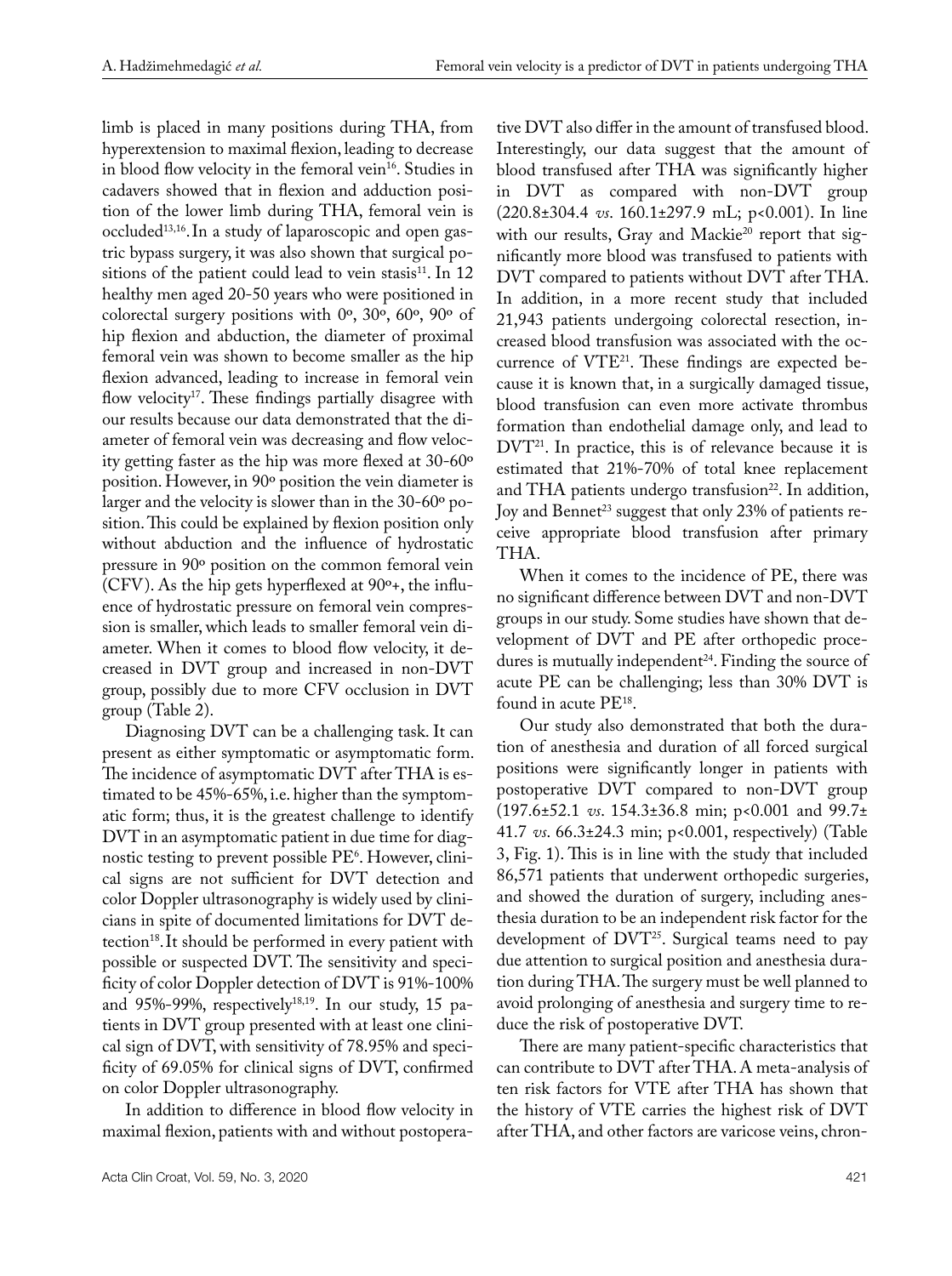limb is placed in many positions during THA, from hyperextension to maximal flexion, leading to decrease in blood flow velocity in the femoral vein[16]. Studies in cadavers showed that in flexion and adduction position of the lower limb during THA, femoral vein is occluded[13,16]. In a study of laparoscopic and open gastric bypass surgery, it was also shown that surgical positions of the patient could lead to vein stasis[11]. In 12 healthy men aged 20-50 years who were positioned in colorectal surgery positions with 0º, 30º, 60º, 90º of hip flexion and abduction, the diameter of proximal femoral vein was shown to become smaller as the hip flexion advanced, leading to increase in femoral vein flow velocity[17]. These findings partially disagree with our results because our data demonstrated that the diameter of femoral vein was decreasing and flow velocity getting faster as the hip was more flexed at 30-60º position. However, in 90º position the vein diameter is larger and the velocity is slower than in the 30-60º position. This could be explained by flexion position only without abduction and the influence of hydrostatic pressure in 90º position on the common femoral vein (CFV). As the hip gets hyperflexed at 90º+, the influence of hydrostatic pressure on femoral vein compression is smaller, which leads to smaller femoral vein diameter. When it comes to blood flow velocity, it decreased in DVT group and increased in non-DVT group, possibly due to more CFV occlusion in DVT group (Table 2).

Diagnosing DVT can be a challenging task. It can present as either symptomatic or asymptomatic form. The incidence of asymptomatic DVT after THA is estimated to be 45%-65%, i.e. higher than the symptomatic form; thus, it is the greatest challenge to identify DVT in an asymptomatic patient in due time for diagnostic testing to prevent possible PE[6]. However, clinical signs are not sufficient for DVT detection and color Doppler ultrasonography is widely used by clinicians in spite of documented limitations for DVT detection[18]. It should be performed in every patient with possible or suspected DVT. The sensitivity and specificity of color Doppler detection of DVT is 91%-100% and 95%-99%, respectively[18,19]. In our study, 15 patients in DVT group presented with at least one clinical sign of DVT, with sensitivity of 78.95% and specificity of 69.05% for clinical signs of DVT, confirmed on color Doppler ultrasonography.

In addition to difference in blood flow velocity in maximal flexion, patients with and without postoperative DVT also differ in the amount of transfused blood. Interestingly, our data suggest that the amount of blood transfused after THA was significantly higher in DVT as compared with non-DVT group (220.8±304.4 *vs*. 160.1±297.9 mL; $p<0.001$). In line with our results, Gray and Mackie[20] report that significantly more blood was transfused to patients with DVT compared to patients without DVT after THA. In addition, in a more recent study that included 21,943 patients undergoing colorectal resection, increased blood transfusion was associated with the occurrence of VTE[21]. These findings are expected because it is known that, in a surgically damaged tissue, blood transfusion can even more activate thrombus formation than endothelial damage only, and lead to DVT[21]. In practice, this is of relevance because it is estimated that 21%-70% of total knee replacement and THA patients undergo transfusion[22]. In addition, Joy and Bennet[23] suggest that only 23% of patients receive appropriate blood transfusion after primary THA.

When it comes to the incidence of PE, there was no significant difference between DVT and non-DVT groups in our study. Some studies have shown that development of DVT and PE after orthopedic procedures is mutually independent[24]. Finding the source of acute PE can be challenging; less than 30% DVT is found in acute PE[18].

Our study also demonstrated that both the duration of anesthesia and duration of all forced surgical positions were significantly longer in patients with postoperative DVT compared to non-DVT group (197.6±52.1 *vs*. 154.3±36.8 min; $p<0.001$ and 99.7±41.7 *vs*. 66.3±24.3 min; $p<0.001$, respectively) (Table 3, Fig. 1). This is in line with the study that included 86,571 patients that underwent orthopedic surgeries, and showed the duration of surgery, including anesthesia duration to be an independent risk factor for the development of DVT[25]. Surgical teams need to pay due attention to surgical position and anesthesia duration during THA. The surgery must be well planned to avoid prolonging of anesthesia and surgery time to reduce the risk of postoperative DVT.

There are many patient-specific characteristics that can contribute to DVT after THA. A meta-analysis of ten risk factors for VTE after THA has shown that the history of VTE carries the highest risk of DVT after THA, and other factors are varicose veins, chron-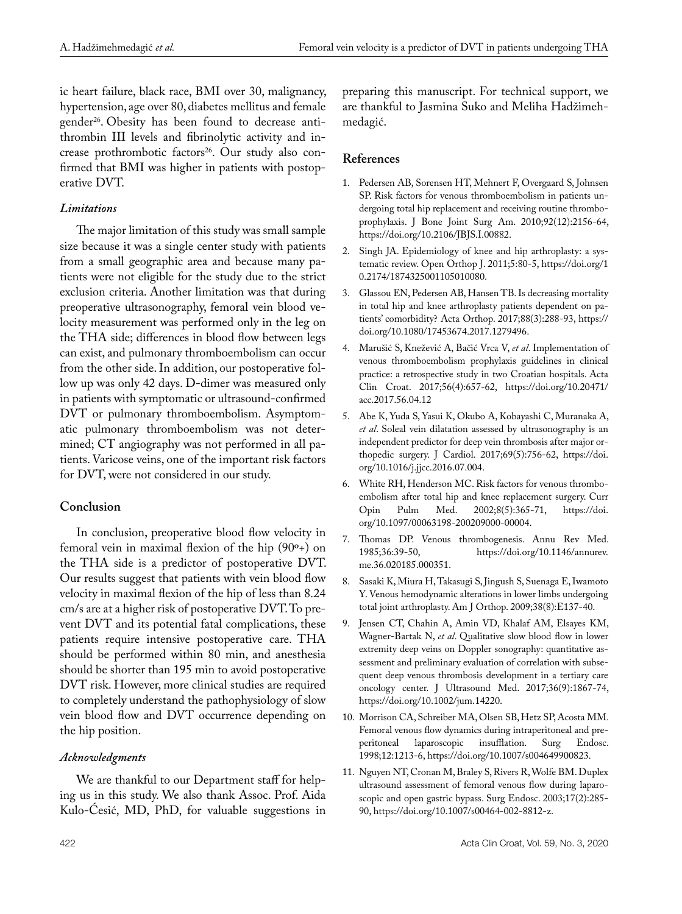ic heart failure, black race, BMI over 30, malignancy, hypertension, age over 80, diabetes mellitus and female gender[26]. Obesity has been found to decrease antithrombin III levels and fibrinolytic activity and increase prothrombotic factors[26]. Our study also confirmed that BMI was higher in patients with postoperative DVT.

### *Limitations*

The major limitation of this study was small sample size because it was a single center study with patients from a small geographic area and because many patients were not eligible for the study due to the strict exclusion criteria. Another limitation was that during preoperative ultrasonography, femoral vein blood velocity measurement was performed only in the leg on the THA side; differences in blood flow between legs can exist, and pulmonary thromboembolism can occur from the other side. In addition, our postoperative follow up was only 42 days. D-dimer was measured only in patients with symptomatic or ultrasound-confirmed DVT or pulmonary thromboembolism. Asymptomatic pulmonary thromboembolism was not determined; CT angiography was not performed in all patients. Varicose veins, one of the important risk factors for DVT, were not considered in our study.

## Conclusion

In conclusion, preoperative blood flow velocity in femoral vein in maximal flexion of the hip (90º+) on the THA side is a predictor of postoperative DVT. Our results suggest that patients with vein blood flow velocity in maximal flexion of the hip of less than 8.24 cm/s are at a higher risk of postoperative DVT. To prevent DVT and its potential fatal complications, these patients require intensive postoperative care. THA should be performed within 80 min, and anesthesia should be shorter than 195 min to avoid postoperative DVT risk. However, more clinical studies are required to completely understand the pathophysiology of slow vein blood flow and DVT occurrence depending on the hip position.

### *Acknowledgments*

We are thankful to our Department staff for helping us in this study. We also thank Assoc. Prof. Aida Kulo-Ćesić, MD, PhD, for valuable suggestions in preparing this manuscript. For technical support, we are thankful to Jasmina Suko and Meliha Hadžimehmedagić.

## References

1. Pedersen AB, Sorensen HT, Mehnert F, Overgaard S, Johnsen SP. Risk factors for venous thromboembolism in patients undergoing total hip replacement and receiving routine thromboprophylaxis. J Bone Joint Surg Am. 2010;92(12):2156-64, https://doi.org/10.2106/JBJS.I.00882.
2. Singh JA. Epidemiology of knee and hip arthroplasty: a systematic review. Open Orthop J. 2011;5:80-5, https://doi.org/10.2174/1874325001105010080.
3. Glassou EN, Pedersen AB, Hansen TB. Is decreasing mortality in total hip and knee arthroplasty patients dependent on patients' comorbidity? Acta Orthop. 2017;88(3):288-93, https://doi.org/10.1080/17453674.2017.1279496.
4. Marušić S, Knežević A, Bačić Vrca V, *et al*. Implementation of venous thromboembolism prophylaxis guidelines in clinical practice: a retrospective study in two Croatian hospitals. Acta Clin Croat. 2017;56(4):657-62, https://doi.org/10.20471/acc.2017.56.04.12
5. Abe K, Yuda S, Yasui K, Okubo A, Kobayashi C, Muranaka A, *et al*. Soleal vein dilatation assessed by ultrasonography is an independent predictor for deep vein thrombosis after major orthopedic surgery. J Cardiol. 2017;69(5):756-62, https://doi.org/10.1016/j.jjcc.2016.07.004.
6. White RH, Henderson MC. Risk factors for venous thromboembolism after total hip and knee replacement surgery. Curr Opin Pulm Med. 2002;8(5):365-71, https://doi.org/10.1097/00063198-200209000-00004.
7. Thomas DP. Venous thrombogenesis. Annu Rev Med. 1985;36:39-50, https://doi.org/10.1146/annurev.me.36.020185.000351.
8. Sasaki K, Miura H, Takasugi S, Jingush S, Suenaga E, Iwamoto Y. Venous hemodynamic alterations in lower limbs undergoing total joint arthroplasty. Am J Orthop. 2009;38(8):E137-40.
9. Jensen CT, Chahin A, Amin VD, Khalaf AM, Elsayes KM, Wagner-Bartak N, *et al*. Qualitative slow blood flow in lower extremity deep veins on Doppler sonography: quantitative assessment and preliminary evaluation of correlation with subsequent deep venous thrombosis development in a tertiary care oncology center. J Ultrasound Med. 2017;36(9):1867-74, https://doi.org/10.1002/jum.14220.
10. Morrison CA, Schreiber MA, Olsen SB, Hetz SP, Acosta MM. Femoral venous flow dynamics during intraperitoneal and preperitoneal laparoscopic insufflation. Surg Endosc. 1998;12:1213-6, https://doi.org/10.1007/s004649900823.
11. Nguyen NT, Cronan M, Braley S, Rivers R, Wolfe BM. Duplex ultrasound assessment of femoral venous flow during laparoscopic and open gastric bypass. Surg Endosc. 2003;17(2):285-90, https://doi.org/10.1007/s00464-002-8812-z.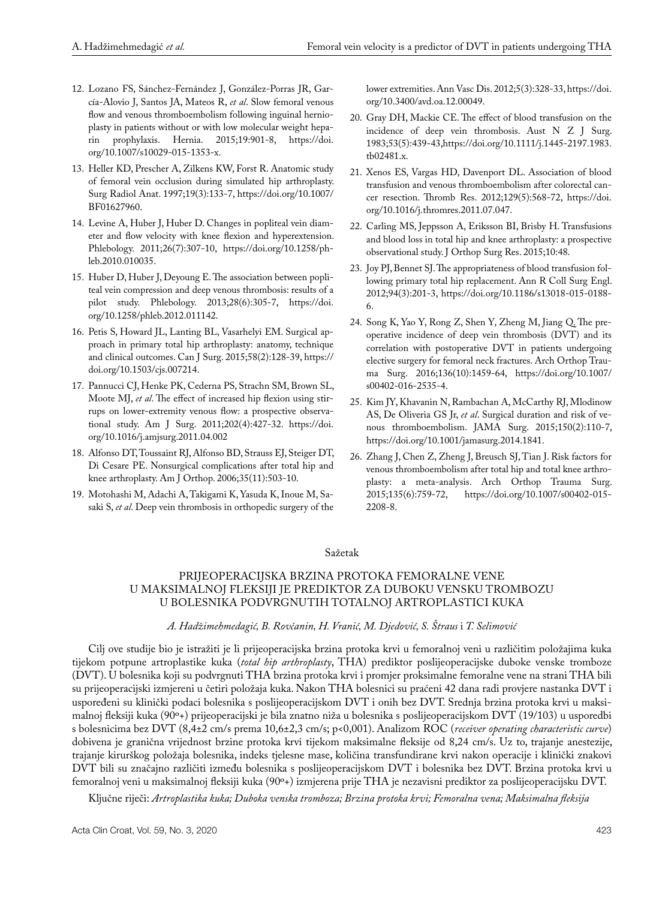12. Lozano FS, Sánchez-Fernández J, González-Porras JR, García-Alovio J, Santos JA, Mateos R, *et al*. Slow femoral venous flow and venous thromboembolism following inguinal hernioplasty in patients without or with low molecular weight heparin prophylaxis. Hernia. 2015;19:901-8, https://doi.org/10.1007/s10029-015-1353-x.
13. Heller KD, Prescher A, Zilkens KW, Forst R. Anatomic study of femoral vein occlusion during simulated hip arthroplasty. Surg Radiol Anat. 1997;19(3):133-7, https://doi.org/10.1007/BF01627960.
14. Levine A, Huber J, Huber D. Changes in popliteal vein diameter and flow velocity with knee flexion and hyperextension. Phlebology. 2011;26(7):307-10, https://doi.org/10.1258/phleb.2010.010035.
15. Huber D, Huber J, Deyoung E. The association between popliteal vein compression and deep venous thrombosis: results of a pilot study. Phlebology. 2013;28(6):305-7, https://doi.org/10.1258/phleb.2012.011142.
16. Petis S, Howard JL, Lanting BL, Vasarhelyi EM. Surgical approach in primary total hip arthroplasty: anatomy, technique and clinical outcomes. Can J Surg. 2015;58(2):128-39, https://doi.org/10.1503/cjs.007214.
17. Pannucci CJ, Henke PK, Cederna PS, Strachn SM, Brown SL, Moote MJ, *et al*. The effect of increased hip flexion using stirrups on lower-extremity venous flow: a prospective observational study. Am J Surg. 2011;202(4):427-32. https://doi.org/10.1016/j.amjsurg.2011.04.002
18. Alfonso DT, Toussaint RJ, Alfonso BD, Strauss EJ, Steiger DT, Di Cesare PE. Nonsurgical complications after total hip and knee arthroplasty. Am J Orthop. 2006;35(11):503-10.
19. Motohashi M, Adachi A, Takigami K, Yasuda K, Inoue M, Sasaki S, *et al*. Deep vein thrombosis in orthopedic surgery of the lower extremities. Ann Vasc Dis. 2012;5(3):328-33, https://doi.org/10.3400/avd.oa.12.00049.
20. Gray DH, Mackie CE. The effect of blood transfusion on the incidence of deep vein thrombosis. Aust N Z J Surg. 1983;53(5):439-43,https://doi.org/10.1111/j.1445-2197.1983.tb02481.x.
21. Xenos ES, Vargas HD, Davenport DL. Association of blood transfusion and venous thromboembolism after colorectal cancer resection. Thromb Res. 2012;129(5):568-72, https://doi.org/10.1016/j.thromres.2011.07.047.
22. Carling MS, Jeppsson A, Eriksson BI, Brisby H. Transfusions and blood loss in total hip and knee arthroplasty: a prospective observational study. J Orthop Surg Res. 2015;10:48.
23. Joy PJ, Bennet SJ. The appropriateness of blood transfusion following primary total hip replacement. Ann R Coll Surg Engl. 2012;94(3):201-3, https://doi.org/10.1186/s13018-015-0188-6.
24. Song K, Yao Y, Rong Z, Shen Y, Zheng M, Jiang Q. The preoperative incidence of deep vein thrombosis (DVT) and its correlation with postoperative DVT in patients undergoing elective surgery for femoral neck fractures. Arch Orthop Trauma Surg. 2016;136(10):1459-64, https://doi.org/10.1007/s00402-016-2535-4.
25. Kim JY, Khavanin N, Rambachan A, McCarthy RJ, Mlodinow AS, De Oliveria GS Jr, *et al*. Surgical duration and risk of venous thromboembolism. JAMA Surg. 2015;150(2):110-7, https://doi.org/10.1001/jamasurg.2014.1841.
26. Zhang J, Chen Z, Zheng J, Breusch SJ, Tian J. Risk factors for venous thromboembolism after total hip and total knee arthroplasty: a meta-analysis. Arch Orthop Trauma Surg. 2015;135(6):759-72, https://doi.org/10.1007/s00402-015-2208-8.

## Sažetak

### PRIJEOPERACIJSKA BRZINA PROTOKA FEMORALNE VENE U MAKSIMALNOJ FLEKSIJI JE PREDIKTOR ZA DUBOKU VENSKU TROMBOZU U BOLESNIKA PODVRGNUTIH TOTALNOJ ARTROPLASTICI KUKA

*A. Hadžimehmedagić, B. Rovčanin, H. Vranić, M. Djedović, S. Štraus* i *T. Selimović*

Cilj ove studije bio je istražiti je li prijeoperacijska brzina protoka krvi u femoralnoj veni u različitim položajima kuka tijekom potpune artroplastike kuka (*total hip arthroplasty*, THA) prediktor poslijeoperacijske duboke venske tromboze (DVT). U bolesnika koji su podvrgnuti THA brzina protoka krvi i promjer proksimalne femoralne vene na strani THA bili su prijeoperacijski izmjereni u četiri položaja kuka. Nakon THA bolesnici su praćeni 42 dana radi provjere nastanka DVT i uspoređeni su klinički podaci bolesnika s poslijeoperacijskom DVT i onih bez DVT. Srednja brzina protoka krvi u maksimalnoj fleksiji kuka (90º+) prijeoperacijski je bila znatno niža u bolesnika s poslijeoperacijskom DVT (19/103) u usporedbi s bolesnicima bez DVT (8,4±2 cm/s prema 10,6±2,3 cm/s; p<0,001). Analizom ROC (*receiver operating characteristic curve*) dobivena je granična vrijednost brzine protoka krvi tijekom maksimalne fleksije od 8,24 cm/s. Uz to, trajanje anestezije, trajanje kirurškog položaja bolesnika, indeks tjelesne mase, količina transfundirane krvi nakon operacije i klinički znakovi DVT bili su značajno različiti između bolesnika s poslijeoperacijskom DVT i bolesnika bez DVT. Brzina protoka krvi u femoralnoj veni u maksimalnoj fleksiji kuka (90º+) izmjerena prije THA je nezavisni prediktor za poslijeoperacijsku DVT.

Ključne riječi: *Artroplastika kuka; Duboka venska tromboza; Brzina protoka krvi; Femoralna vena; Maksimalna fleksija*